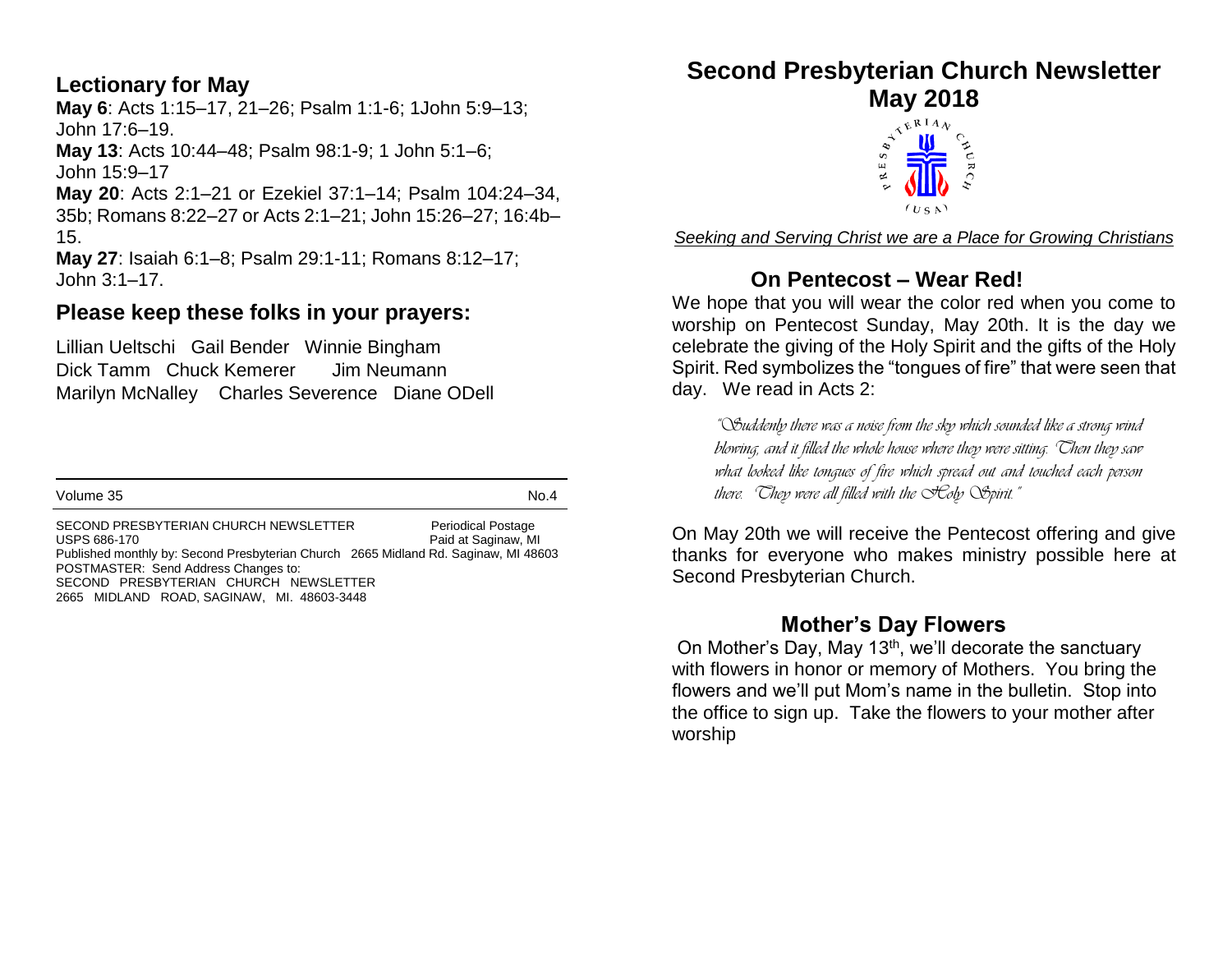## Lectionary for May

**May 6**: Acts 1:15–17, 21–26; Psalm 1:1-6; 1John 5:9–13; John 17:6–19.

**May 13**: Acts 10:44–48; Psalm 98:1-9; 1 John 5:1–6; John 15:9–17

**May 20**: Acts 2:1–21 or Ezekiel 37:1–14; Psalm 104:24–34, 35b; Romans 8:22–27 or Acts 2:1–21; John 15:26–27; 16:4b–15.

**May 27**: Isaiah 6:1–8; Psalm 29:1-11; Romans 8:12–17; John 3:1–17.

## Please keep these folks in your prayers:

Lillian Ueltschi   Gail Bender   Winnie Bingham
Dick Tamm   Chuck Kemerer   Jim Neumann
Marilyn McNalley   Charles Severence   Diane ODell

---

Volume 35 No.4

SECOND PRESBYTERIAN CHURCH NEWSLETTER Periodical Postage
USPS 686-170 Paid at Saginaw, MI
Published monthly by: Second Presbyterian Church 2665 Midland Rd. Saginaw, MI 48603
POSTMASTER: Send Address Changes to:
SECOND PRESBYTERIAN CHURCH NEWSLETTER
2665 MIDLAND ROAD, SAGINAW, MI. 48603-3448

# Second Presbyterian Church Newsletter May 2018

*Seeking and Serving Christ we are a Place for Growing Christians*

## On Pentecost – Wear Red!

We hope that you will wear the color red when you come to worship on Pentecost Sunday, May 20th. It is the day we celebrate the giving of the Holy Spirit and the gifts of the Holy Spirit. Red symbolizes the "tongues of fire" that were seen that day. We read in Acts 2:

> *"Suddenly there was a noise from the sky which sounded like a strong wind blowing, and it filled the whole house where they were sitting. Then they saw what looked like tongues of fire which spread out and touched each person there. They were all filled with the Holy Spirit."*

On May 20th we will receive the Pentecost offering and give thanks for everyone who makes ministry possible here at Second Presbyterian Church.

## Mother's Day Flowers

On Mother's Day, May 13th, we'll decorate the sanctuary with flowers in honor or memory of Mothers. You bring the flowers and we'll put Mom's name in the bulletin. Stop into the office to sign up. Take the flowers to your mother after worship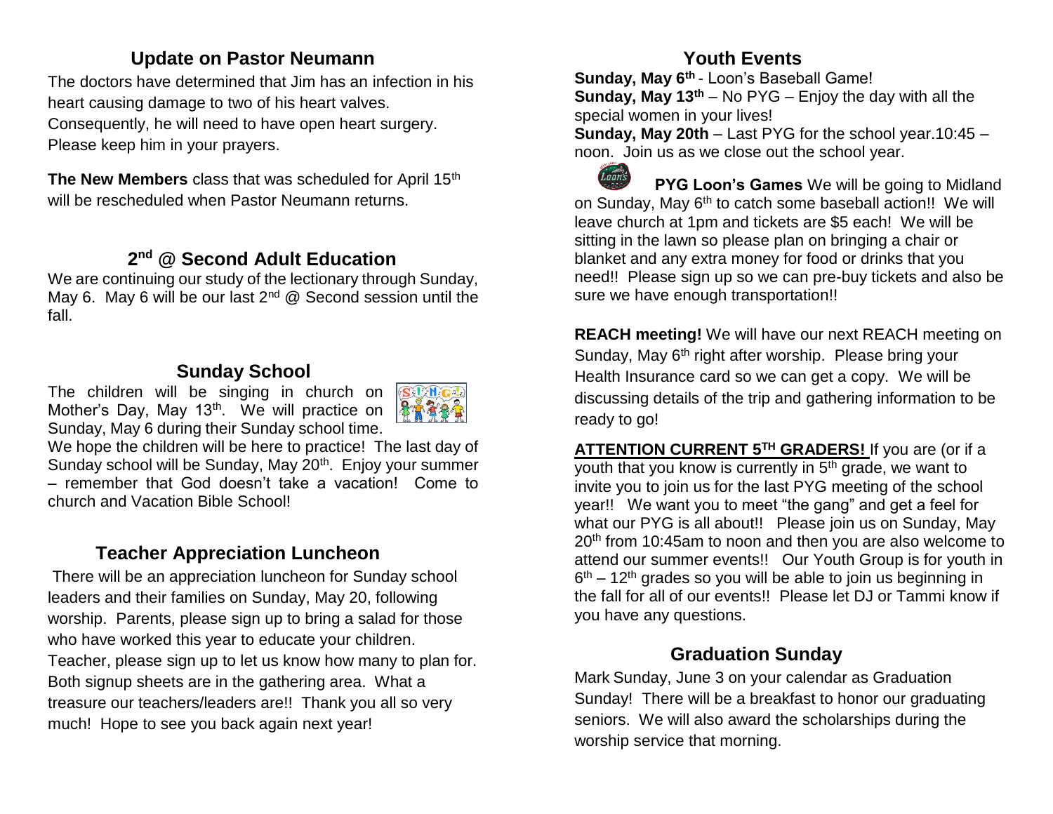## Update on Pastor Neumann

The doctors have determined that Jim has an infection in his heart causing damage to two of his heart valves. Consequently, he will need to have open heart surgery. Please keep him in your prayers.

**The New Members** class that was scheduled for April 15th will be rescheduled when Pastor Neumann returns.

## 2nd @ Second Adult Education

We are continuing our study of the lectionary through Sunday, May 6. May 6 will be our last 2nd @ Second session until the fall.

## Sunday School

The children will be singing in church on Mother's Day, May 13th. We will practice on Sunday, May 6 during their Sunday school time. We hope the children will be here to practice! The last day of Sunday school will be Sunday, May 20th. Enjoy your summer – remember that God doesn't take a vacation! Come to church and Vacation Bible School!

## Teacher Appreciation Luncheon

There will be an appreciation luncheon for Sunday school leaders and their families on Sunday, May 20, following worship. Parents, please sign up to bring a salad for those who have worked this year to educate your children. Teacher, please sign up to let us know how many to plan for. Both signup sheets are in the gathering area. What a treasure our teachers/leaders are!! Thank you all so very much! Hope to see you back again next year!

## Youth Events

**Sunday, May 6th** - Loon's Baseball Game!
**Sunday, May 13th** – No PYG – Enjoy the day with all the special women in your lives!
**Sunday, May 20th** – Last PYG for the school year.10:45 – noon. Join us as we close out the school year.

**PYG Loon's Games** We will be going to Midland on Sunday, May 6th to catch some baseball action!! We will leave church at 1pm and tickets are $5 each! We will be sitting in the lawn so please plan on bringing a chair or blanket and any extra money for food or drinks that you need!! Please sign up so we can pre-buy tickets and also be sure we have enough transportation!!

**REACH meeting!** We will have our next REACH meeting on Sunday, May 6th right after worship. Please bring your Health Insurance card so we can get a copy. We will be discussing details of the trip and gathering information to be ready to go!

**ATTENTION CURRENT 5TH GRADERS!** If you are (or if a youth that you know is currently in 5th grade, we want to invite you to join us for the last PYG meeting of the school year!! We want you to meet "the gang" and get a feel for what our PYG is all about!! Please join us on Sunday, May 20th from 10:45am to noon and then you are also welcome to attend our summer events!! Our Youth Group is for youth in 6th – 12th grades so you will be able to join us beginning in the fall for all of our events!! Please let DJ or Tammi know if you have any questions.

## Graduation Sunday

Mark Sunday, June 3 on your calendar as Graduation Sunday! There will be a breakfast to honor our graduating seniors. We will also award the scholarships during the worship service that morning.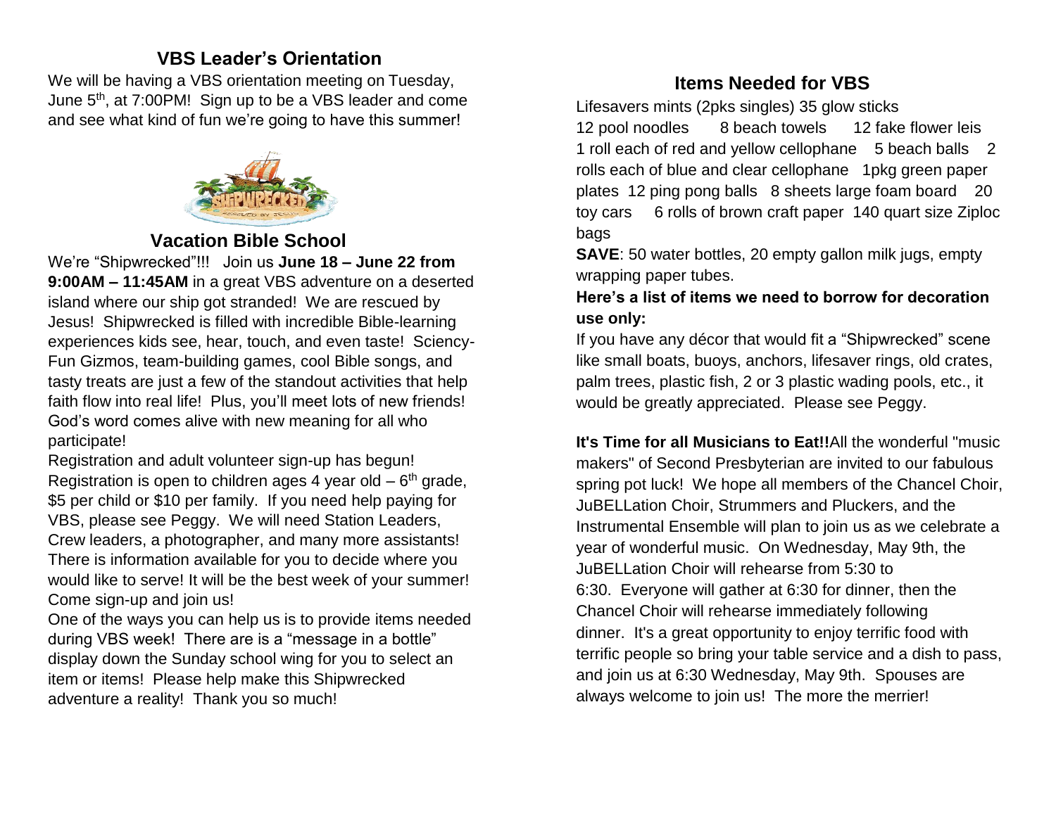## VBS Leader's Orientation

We will be having a VBS orientation meeting on Tuesday, June 5th, at 7:00PM! Sign up to be a VBS leader and come and see what kind of fun we're going to have this summer!

## Vacation Bible School

We're "Shipwrecked"!!! Join us **June 18 – June 22 from 9:00AM – 11:45AM** in a great VBS adventure on a deserted island where our ship got stranded! We are rescued by Jesus! Shipwrecked is filled with incredible Bible-learning experiences kids see, hear, touch, and even taste! Sciency-Fun Gizmos, team-building games, cool Bible songs, and tasty treats are just a few of the standout activities that help faith flow into real life! Plus, you'll meet lots of new friends! God's word comes alive with new meaning for all who participate!

Registration and adult volunteer sign-up has begun! Registration is open to children ages 4 year old – 6th grade, $5 per child or $10 per family. If you need help paying for VBS, please see Peggy. We will need Station Leaders, Crew leaders, a photographer, and many more assistants! There is information available for you to decide where you would like to serve! It will be the best week of your summer! Come sign-up and join us!

One of the ways you can help us is to provide items needed during VBS week! There are is a "message in a bottle" display down the Sunday school wing for you to select an item or items! Please help make this Shipwrecked adventure a reality! Thank you so much!

## Items Needed for VBS

Lifesavers mints (2pks singles) 35 glow sticks 12 pool noodles 8 beach towels 12 fake flower leis 1 roll each of red and yellow cellophane 5 beach balls 2 rolls each of blue and clear cellophane 1pkg green paper plates 12 ping pong balls 8 sheets large foam board 20 toy cars 6 rolls of brown craft paper 140 quart size Ziploc bags

**SAVE**: 50 water bottles, 20 empty gallon milk jugs, empty wrapping paper tubes.

**Here's a list of items we need to borrow for decoration use only:**

If you have any décor that would fit a "Shipwrecked" scene like small boats, buoys, anchors, lifesaver rings, old crates, palm trees, plastic fish, 2 or 3 plastic wading pools, etc., it would be greatly appreciated. Please see Peggy.

**It's Time for all Musicians to Eat!!** All the wonderful "music makers" of Second Presbyterian are invited to our fabulous spring pot luck! We hope all members of the Chancel Choir, JuBELLation Choir, Strummers and Pluckers, and the Instrumental Ensemble will plan to join us as we celebrate a year of wonderful music. On Wednesday, May 9th, the JuBELLation Choir will rehearse from 5:30 to 6:30. Everyone will gather at 6:30 for dinner, then the Chancel Choir will rehearse immediately following dinner. It's a great opportunity to enjoy terrific food with terrific people so bring your table service and a dish to pass, and join us at 6:30 Wednesday, May 9th. Spouses are always welcome to join us! The more the merrier!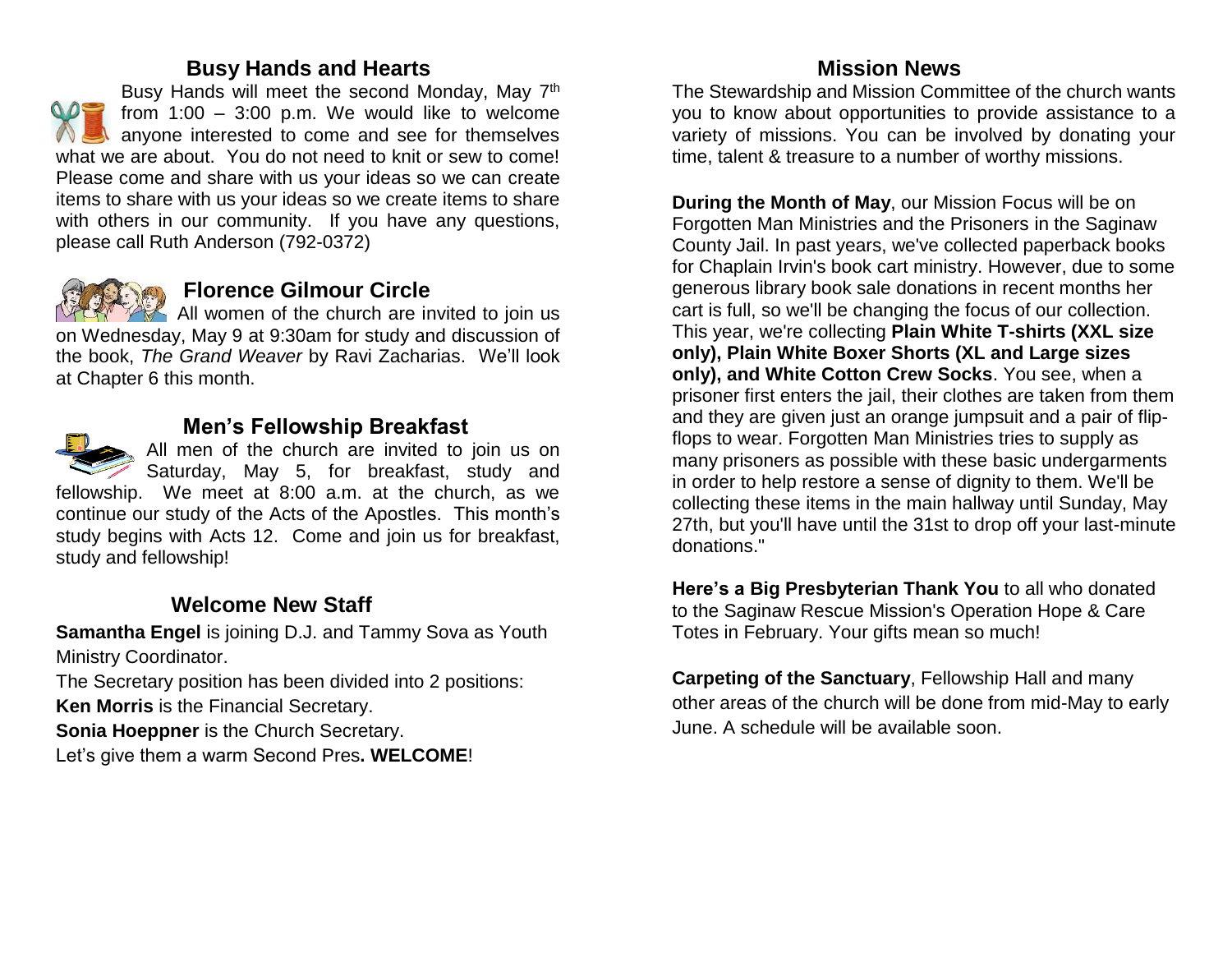## Busy Hands and Hearts

Busy Hands will meet the second Monday, May 7th from 1:00 – 3:00 p.m. We would like to welcome anyone interested to come and see for themselves what we are about. You do not need to knit or sew to come! Please come and share with us your ideas so we can create items to share with us your ideas so we create items to share with others in our community. If you have any questions, please call Ruth Anderson (792-0372)

## Florence Gilmour Circle

All women of the church are invited to join us on Wednesday, May 9 at 9:30am for study and discussion of the book, *The Grand Weaver* by Ravi Zacharias. We'll look at Chapter 6 this month.

## Men's Fellowship Breakfast

All men of the church are invited to join us on Saturday, May 5, for breakfast, study and fellowship. We meet at 8:00 a.m. at the church, as we continue our study of the Acts of the Apostles. This month's study begins with Acts 12. Come and join us for breakfast, study and fellowship!

## Welcome New Staff

**Samantha Engel** is joining D.J. and Tammy Sova as Youth Ministry Coordinator.

The Secretary position has been divided into 2 positions:

**Ken Morris** is the Financial Secretary.

**Sonia Hoeppner** is the Church Secretary.

Let's give them a warm Second Pres**. WELCOME**!

## Mission News

The Stewardship and Mission Committee of the church wants you to know about opportunities to provide assistance to a variety of missions. You can be involved by donating your time, talent & treasure to a number of worthy missions.

**During the Month of May**, our Mission Focus will be on Forgotten Man Ministries and the Prisoners in the Saginaw County Jail. In past years, we've collected paperback books for Chaplain Irvin's book cart ministry. However, due to some generous library book sale donations in recent months her cart is full, so we'll be changing the focus of our collection. This year, we're collecting **Plain White T-shirts (XXL size only), Plain White Boxer Shorts (XL and Large sizes only), and White Cotton Crew Socks**. You see, when a prisoner first enters the jail, their clothes are taken from them and they are given just an orange jumpsuit and a pair of flip-flops to wear. Forgotten Man Ministries tries to supply as many prisoners as possible with these basic undergarments in order to help restore a sense of dignity to them. We'll be collecting these items in the main hallway until Sunday, May 27th, but you'll have until the 31st to drop off your last-minute donations."

**Here's a Big Presbyterian Thank You** to all who donated to the Saginaw Rescue Mission's Operation Hope & Care Totes in February. Your gifts mean so much!

**Carpeting of the Sanctuary**, Fellowship Hall and many other areas of the church will be done from mid-May to early June. A schedule will be available soon.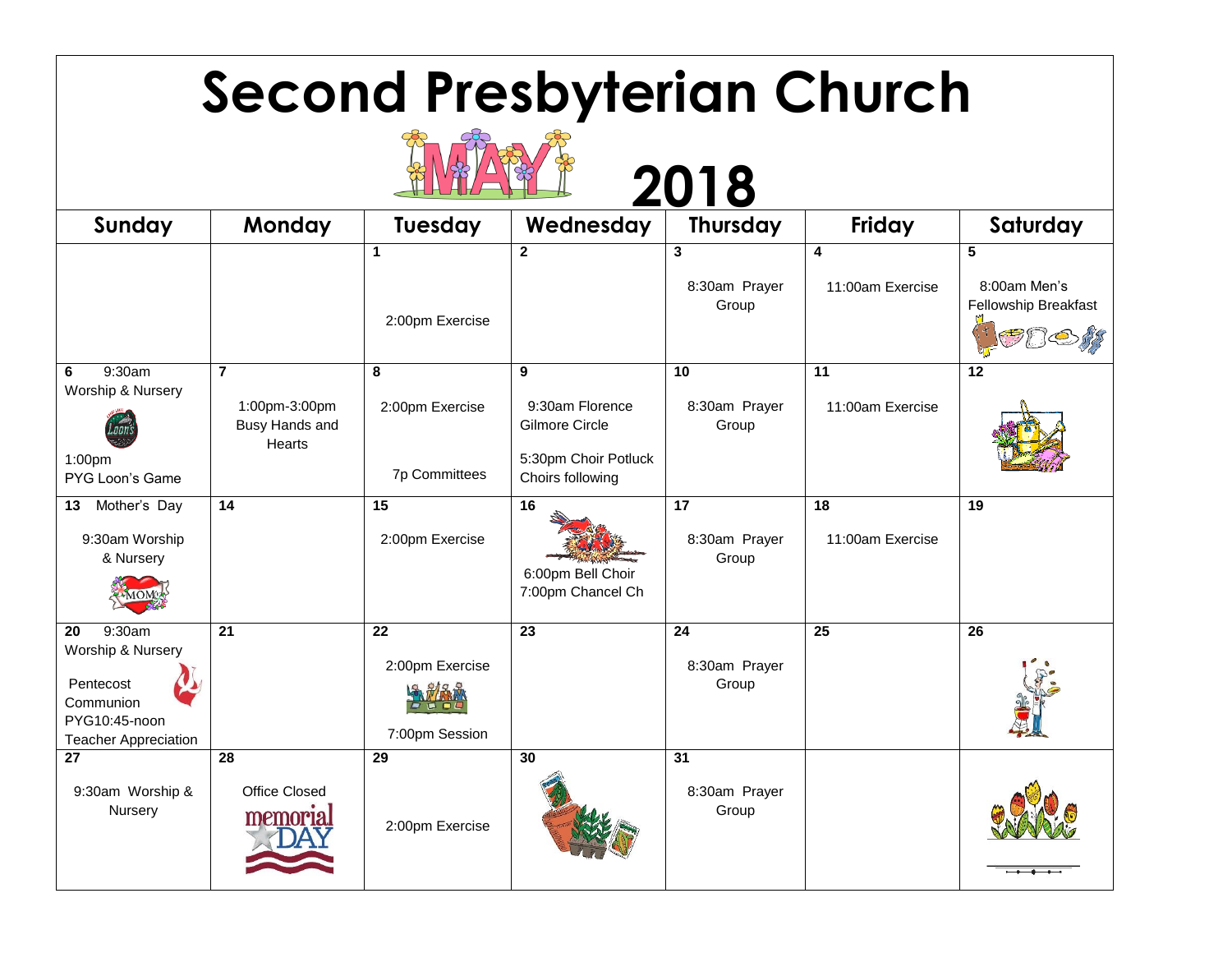# Second Presbyterian Church

## MAY 2018

| Sunday | Monday | Tuesday | Wednesday | Thursday | Friday | Saturday |
|---|---|---|---|---|---|---|
| | | **1**<br>2:00pm Exercise | **2** | **3**<br>8:30am Prayer Group | **4**<br>11:00am Exercise | **5**<br>8:00am Men's Fellowship Breakfast |
| **6** 9:30am Worship & Nursery<br>1:00pm PYG Loon's Game | **7**<br>1:00pm-3:00pm Busy Hands and Hearts | **8**<br>2:00pm Exercise<br>7p Committees | **9**<br>9:30am Florence Gilmore Circle<br>5:30pm Choir Potluck Choirs following | **10**<br>8:30am Prayer Group | **11**<br>11:00am Exercise | **12** |
| **13** Mother's Day<br>9:30am Worship & Nursery | **14** | **15**<br>2:00pm Exercise | **16**<br>6:00pm Bell Choir<br>7:00pm Chancel Ch | **17**<br>8:30am Prayer Group | **18**<br>11:00am Exercise | **19** |
| **20** 9:30am Worship & Nursery<br>Pentecost Communion<br>PYG10:45-noon<br>Teacher Appreciation | **21** | **22**<br>2:00pm Exercise<br>7:00pm Session | **23** | **24**<br>8:30am Prayer Group | **25** | **26** |
| **27**<br>9:30am Worship & Nursery | **28**<br>Office Closed<br>memorial DAY | **29**<br>2:00pm Exercise | **30** | **31**<br>8:30am Prayer Group | | |